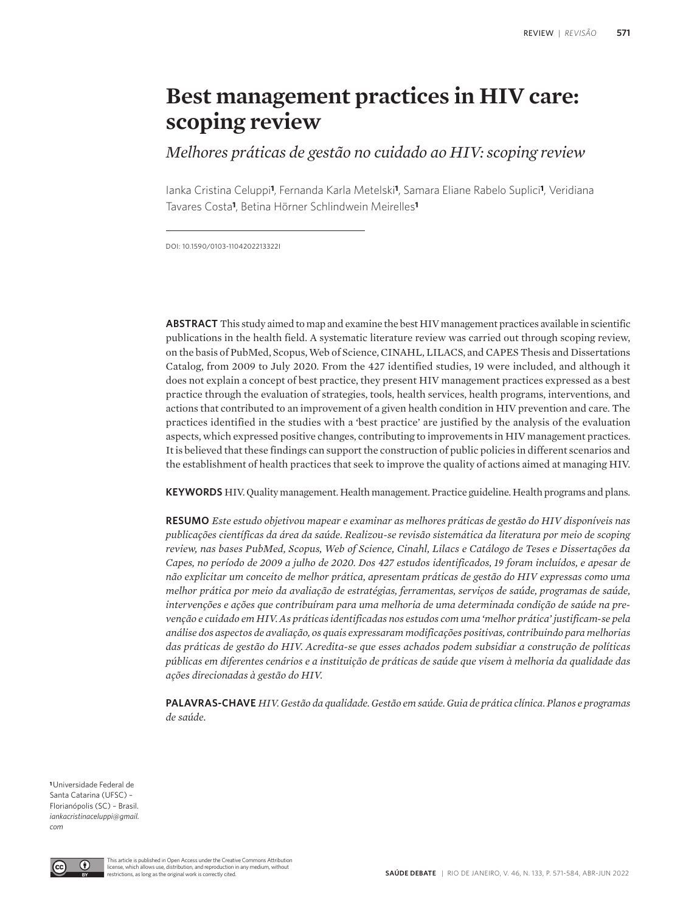# Best management practices in HIV care: scoping review

*Melhores práticas de gestão no cuidado ao HIV: scoping review*

Ianka Cristina Celuppi[1], Fernanda Karla Metelski[1], Samara Eliane Rabelo Suplici[1], Veridiana Tavares Costa[1], Betina Hörner Schlindwein Meirelles[1]

DOI: 10.1590/0103-1104202213322I

**ABSTRACT** This study aimed to map and examine the best HIV management practices available in scientific publications in the health field. A systematic literature review was carried out through scoping review, on the basis of PubMed, Scopus, Web of Science, CINAHL, LILACS, and CAPES Thesis and Dissertations Catalog, from 2009 to July 2020. From the 427 identified studies, 19 were included, and although it does not explain a concept of best practice, they present HIV management practices expressed as a best practice through the evaluation of strategies, tools, health services, health programs, interventions, and actions that contributed to an improvement of a given health condition in HIV prevention and care. The practices identified in the studies with a 'best practice' are justified by the analysis of the evaluation aspects, which expressed positive changes, contributing to improvements in HIV management practices. It is believed that these findings can support the construction of public policies in different scenarios and the establishment of health practices that seek to improve the quality of actions aimed at managing HIV.

**KEYWORDS** HIV. Quality management. Health management. Practice guideline. Health programs and plans.

**RESUMO** *Este estudo objetivou mapear e examinar as melhores práticas de gestão do HIV disponíveis nas publicações científicas da área da saúde. Realizou-se revisão sistemática da literatura por meio de scoping review, nas bases PubMed, Scopus, Web of Science, Cinahl, Lilacs e Catálogo de Teses e Dissertações da Capes, no período de 2009 a julho de 2020. Dos 427 estudos identificados, 19 foram incluídos, e apesar de não explicitar um conceito de melhor prática, apresentam práticas de gestão do HIV expressas como uma melhor prática por meio da avaliação de estratégias, ferramentas, serviços de saúde, programas de saúde, intervenções e ações que contribuíram para uma melhoria de uma determinada condição de saúde na prevenção e cuidado em HIV. As práticas identificadas nos estudos com uma 'melhor prática' justificam-se pela análise dos aspectos de avaliação, os quais expressaram modificações positivas, contribuindo para melhorias das práticas de gestão do HIV. Acredita-se que esses achados podem subsidiar a construção de políticas públicas em diferentes cenários e a instituição de práticas de saúde que visem à melhoria da qualidade das ações direcionadas à gestão do HIV.*

**PALAVRAS-CHAVE** *HIV. Gestão da qualidade. Gestão em saúde. Guia de prática clínica. Planos e programas de saúde.*

[1] Universidade Federal de Santa Catarina (UFSC) – Florianópolis (SC) – Brasil. *iankacristinaceluppi@gmail.com*

This article is published in Open Access under the Creative Commons Attribution license, which allows use, distribution, and reproduction in any medium, without restrictions, as long as the original work is correctly cited.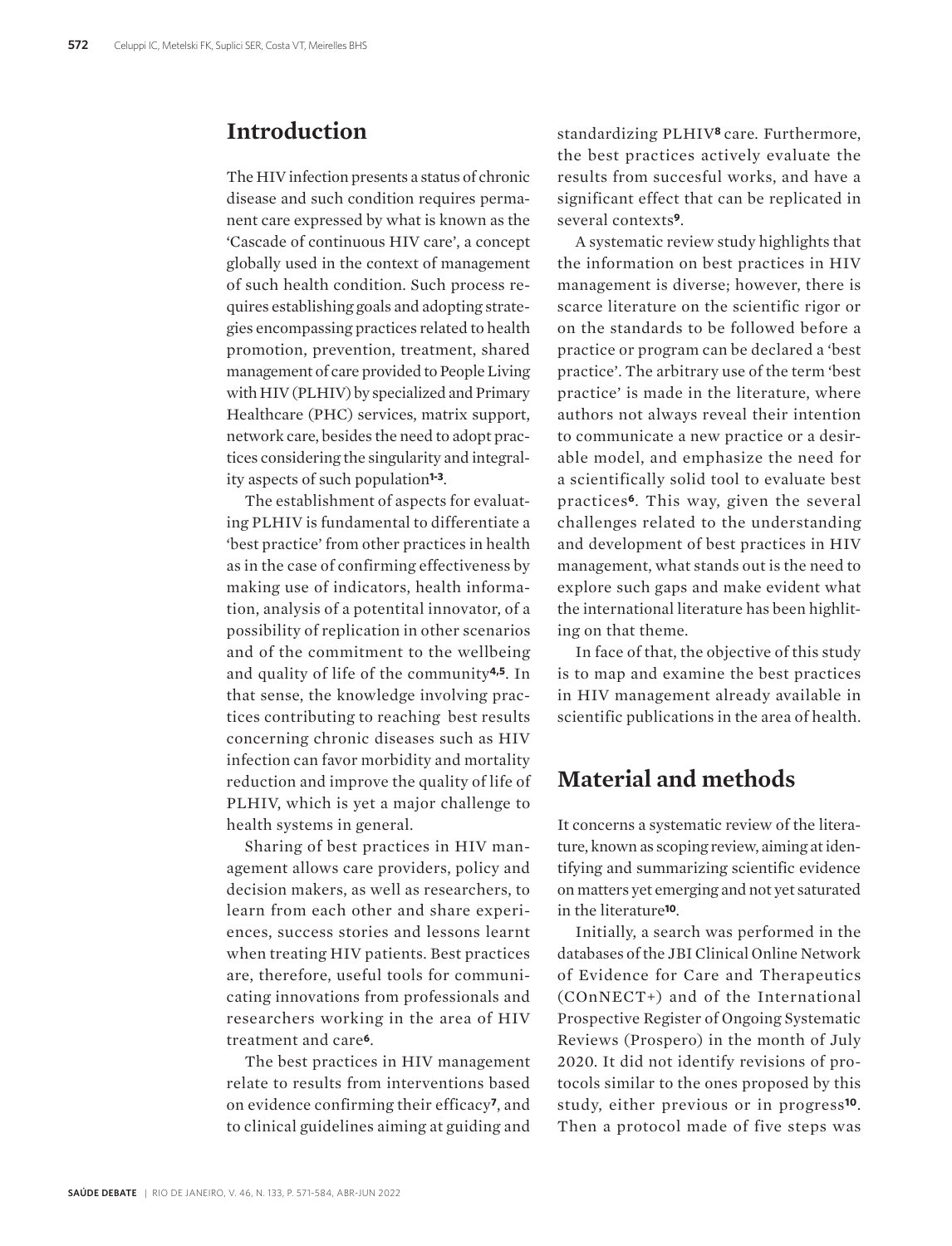## Introduction

The HIV infection presents a status of chronic disease and such condition requires permanent care expressed by what is known as the 'Cascade of continuous HIV care', a concept globally used in the context of management of such health condition. Such process requires establishing goals and adopting strategies encompassing practices related to health promotion, prevention, treatment, shared management of care provided to People Living with HIV (PLHIV) by specialized and Primary Healthcare (PHC) services, matrix support, network care, besides the need to adopt practices considering the singularity and integrality aspects of such population[1-3].

The establishment of aspects for evaluating PLHIV is fundamental to differentiate a 'best practice' from other practices in health as in the case of confirming effectiveness by making use of indicators, health information, analysis of a potentital innovator, of a possibility of replication in other scenarios and of the commitment to the wellbeing and quality of life of the community[4,5]. In that sense, the knowledge involving practices contributing to reaching best results concerning chronic diseases such as HIV infection can favor morbidity and mortality reduction and improve the quality of life of PLHIV, which is yet a major challenge to health systems in general.

Sharing of best practices in HIV management allows care providers, policy and decision makers, as well as researchers, to learn from each other and share experiences, success stories and lessons learnt when treating HIV patients. Best practices are, therefore, useful tools for communicating innovations from professionals and researchers working in the area of HIV treatment and care[6].

The best practices in HIV management relate to results from interventions based on evidence confirming their efficacy[7], and to clinical guidelines aiming at guiding and standardizing PLHIV[8] care. Furthermore, the best practices actively evaluate the results from succesful works, and have a significant effect that can be replicated in several contexts[9].

A systematic review study highlights that the information on best practices in HIV management is diverse; however, there is scarce literature on the scientific rigor or on the standards to be followed before a practice or program can be declared a 'best practice'. The arbitrary use of the term 'best practice' is made in the literature, where authors not always reveal their intention to communicate a new practice or a desirable model, and emphasize the need for a scientifically solid tool to evaluate best practices[6]. This way, given the several challenges related to the understanding and development of best practices in HIV management, what stands out is the need to explore such gaps and make evident what the international literature has been highliting on that theme.

In face of that, the objective of this study is to map and examine the best practices in HIV management already available in scientific publications in the area of health.

## Material and methods

It concerns a systematic review of the literature, known as scoping review, aiming at identifying and summarizing scientific evidence on matters yet emerging and not yet saturated in the literature[10].

Initially, a search was performed in the databases of the JBI Clinical Online Network of Evidence for Care and Therapeutics (COnNECT+) and of the International Prospective Register of Ongoing Systematic Reviews (Prospero) in the month of July 2020. It did not identify revisions of protocols similar to the ones proposed by this study, either previous or in progress[10]. Then a protocol made of five steps was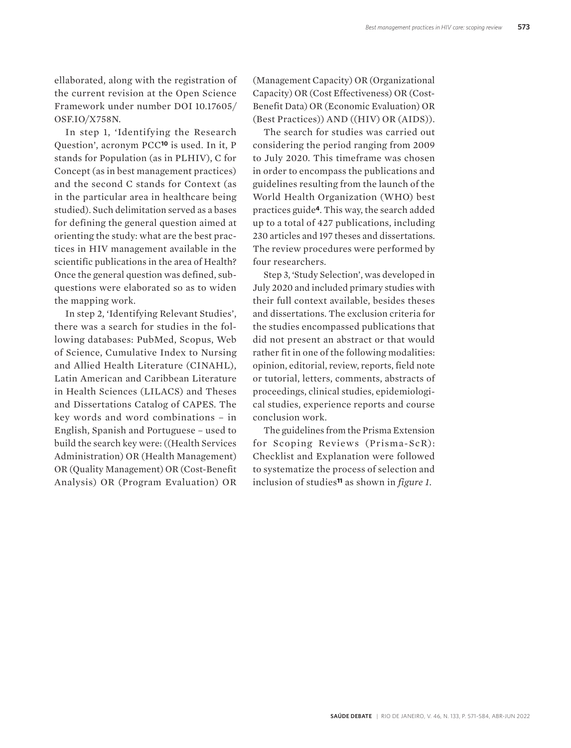ellaborated, along with the registration of the current revision at the Open Science Framework under number DOI 10.17605/OSF.IO/X758N.

In step 1, 'Identifying the Research Question', acronym PCC[10] is used. In it, P stands for Population (as in PLHIV), C for Concept (as in best management practices) and the second C stands for Context (as in the particular area in healthcare being studied). Such delimitation served as a bases for defining the general question aimed at orienting the study: what are the best practices in HIV management available in the scientific publications in the area of Health? Once the general question was defined, subquestions were elaborated so as to widen the mapping work.

In step 2, 'Identifying Relevant Studies', there was a search for studies in the following databases: PubMed, Scopus, Web of Science, Cumulative Index to Nursing and Allied Health Literature (CINAHL), Latin American and Caribbean Literature in Health Sciences (LILACS) and Theses and Dissertations Catalog of CAPES. The key words and word combinations – in English, Spanish and Portuguese – used to build the search key were: ((Health Services Administration) OR (Health Management) OR (Quality Management) OR (Cost-Benefit Analysis) OR (Program Evaluation) OR (Management Capacity) OR (Organizational Capacity) OR (Cost Effectiveness) OR (Cost-Benefit Data) OR (Economic Evaluation) OR (Best Practices)) AND ((HIV) OR (AIDS)).

The search for studies was carried out considering the period ranging from 2009 to July 2020. This timeframe was chosen in order to encompass the publications and guidelines resulting from the launch of the World Health Organization (WHO) best practices guide[4]. This way, the search added up to a total of 427 publications, including 230 articles and 197 theses and dissertations. The review procedures were performed by four researchers.

Step 3, 'Study Selection', was developed in July 2020 and included primary studies with their full context available, besides theses and dissertations. The exclusion criteria for the studies encompassed publications that did not present an abstract or that would rather fit in one of the following modalities: opinion, editorial, review, reports, field note or tutorial, letters, comments, abstracts of proceedings, clinical studies, epidemiological studies, experience reports and course conclusion work.

The guidelines from the Prisma Extension for Scoping Reviews (Prisma-ScR): Checklist and Explanation were followed to systematize the process of selection and inclusion of studies[11] as shown in *figure 1*.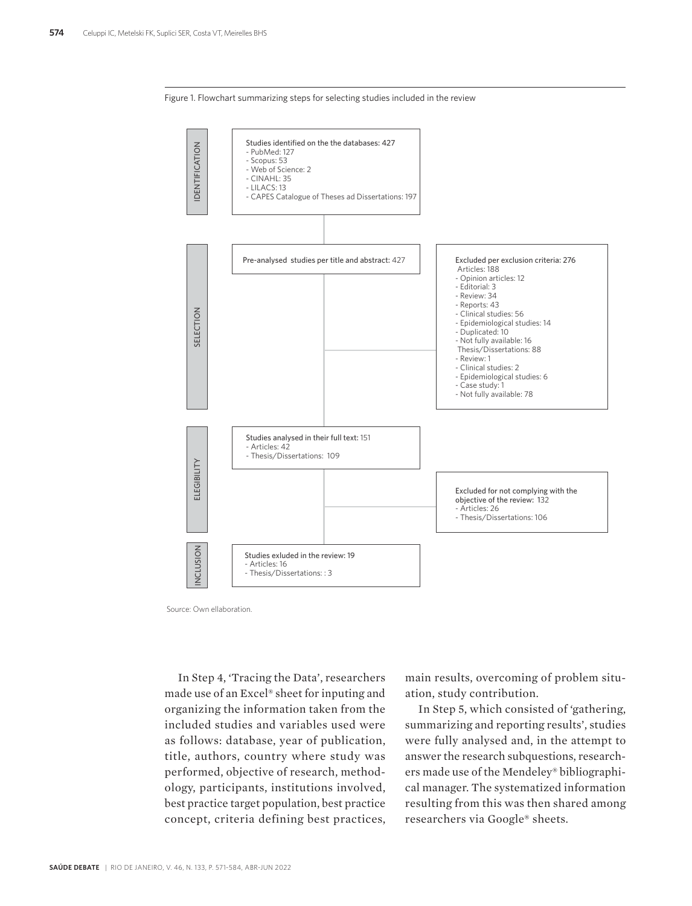Figure 1. Flowchart summarizing steps for selecting studies included in the review

**IDENTIFICATION**

Studies identified on the the databases: 427
- PubMed: 127
- Scopus: 53
- Web of Science: 2
- CINAHL: 35
- LILACS: 13
- CAPES Catalogue of Theses ad Dissertations: 197

**SELECTION**

Pre-analysed studies per title and abstract: 427

Excluded per exclusion criteria: 276

Articles: 188
- Opinion articles: 12
- Editorial: 3
- Review: 34
- Reports: 43
- Clinical studies: 56
- Epidemiological studies: 14
- Duplicated: 10
- Not fully available: 16

Thesis/Dissertations: 88
- Review: 1
- Clinical studies: 2
- Epidemiological studies: 6
- Case study: 1
- Not fully available: 78

**ELEGIBILITY**

Studies analysed in their full text: 151
- Articles: 42
- Thesis/Dissertations: 109

Excluded for not complying with the objective of the review: 132
- Articles: 26
- Thesis/Dissertations: 106

**INCLUSION**

Studies exluded in the review: 19
- Articles: 16
- Thesis/Dissertations: : 3

Source: Own elaboration.

In Step 4, 'Tracing the Data', researchers made use of an Excel® sheet for inputing and organizing the information taken from the included studies and variables used were as follows: database, year of publication, title, authors, country where study was performed, objective of research, methodology, participants, institutions involved, best practice target population, best practice concept, criteria defining best practices, main results, overcoming of problem situation, study contribution.

In Step 5, which consisted of 'gathering, summarizing and reporting results', studies were fully analysed and, in the attempt to answer the research subquestions, researchers made use of the Mendeley® bibliographical manager. The systematized information resulting from this was then shared among researchers via Google® sheets.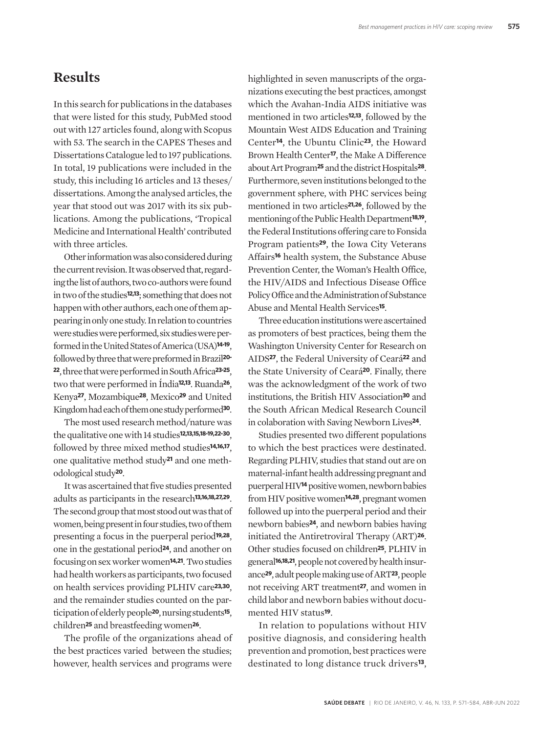## Results

In this search for publications in the databases that were listed for this study, PubMed stood out with 127 articles found, along with Scopus with 53. The search in the CAPES Theses and Dissertations Catalogue led to 197 publications. In total, 19 publications were included in the study, this including 16 articles and 13 theses/dissertations. Among the analysed articles, the year that stood out was 2017 with its six publications. Among the publications, 'Tropical Medicine and International Health' contributed with three articles.

Other information was also considered during the current revision. It was observed that, regarding the list of authors, two co-authors were found in two of the studies[12,13]; something that does not happen with other authors, each one of them appearing in only one study. In relation to countries were studies were performed, six studies were performed in the United States of America (USA)[14-19], followed by three that were preformed in Brazil[20-22], three that were performed in South Africa[23-25], two that were performed in Índia[12,13]. Ruanda[26], Kenya[27], Mozambique[28], Mexico[29] and United Kingdom had each of them one study performed[30].

The most used research method/nature was the qualitative one with 14 studies[12,13,15,18-19,22-30], followed by three mixed method studies[14,16,17], one qualitative method study[21] and one methodological study[20].

It was ascertained that five studies presented adults as participants in the research[13,16,18,27,29]. The second group that most stood out was that of women, being present in four studies, two of them presenting a focus in the puerperal period[19,28], one in the gestational period[24], and another on focusing on sex worker women[14,21]. Two studies had health workers as participants, two focused on health services providing PLHIV care[23,30], and the remainder studies counted on the participation of elderly people[20], nursing students[15], children[25] and breastfeeding women[26].

The profile of the organizations ahead of the best practices varied between the studies; however, health services and programs were highlighted in seven manuscripts of the organizations executing the best practices, amongst which the Avahan-India AIDS initiative was mentioned in two articles[12,13], followed by the Mountain West AIDS Education and Training Center[14], the Ubuntu Clinic[23], the Howard Brown Health Center[17], the Make A Difference about Art Program[25] and the district Hospitals[28]. Furthermore, seven institutions belonged to the government sphere, with PHC services being mentioned in two articles[21,26], followed by the mentioning of the Public Health Department[18,19], the Federal Institutions offering care to Fonsida Program patients[29], the Iowa City Veterans Affairs[16] health system, the Substance Abuse Prevention Center, the Woman's Health Office, the HIV/AIDS and Infectious Disease Office Policy Office and the Administration of Substance Abuse and Mental Health Services[15].

Three education institutions were ascertained as promoters of best practices, being them the Washington University Center for Research on AIDS[27], the Federal University of Ceará[22] and the State University of Ceará[20]. Finally, there was the acknowledgment of the work of two institutions, the British HIV Association[30] and the South African Medical Research Council in colaboration with Saving Newborn Lives[24].

Studies presented two different populations to which the best practices were destinated. Regarding PLHIV, studies that stand out are on maternal-infant health addressing pregnant and puerperal HIV[14] positive women, newborn babies from HIV positive women[14,28], pregnant women followed up into the puerperal period and their newborn babies[24], and newborn babies having initiated the Antiretroviral Therapy (ART)[26]. Other studies focused on children[25], PLHIV in general[16,18,21], people not covered by health insurance[29], adult people making use of ART[23], people not receiving ART treatment[27], and women in child labor and newborn babies without documented HIV status[19].

In relation to populations without HIV positive diagnosis, and considering health prevention and promotion, best practices were destinated to long distance truck drivers[13],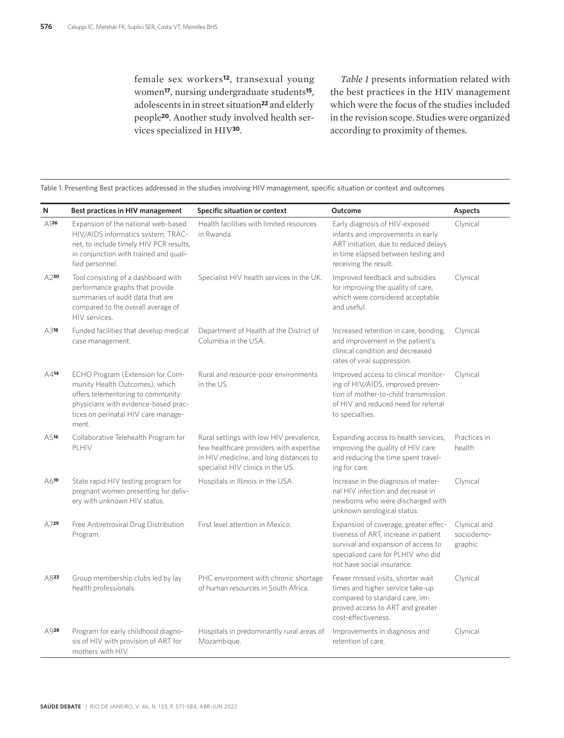female sex workers[12], transexual young women[17], nursing undergraduate students[15], adolescents in in street situation[22] and elderly people[20]. Another study involved health services specialized in HIV[30].

*Table 1* presents information related with the best practices in the HIV management which were the focus of the studies included in the revision scope. Studies were organized according to proximity of themes.

Table 1. Presenting Best practices addressed in the studies involving HIV management, specific situation or context and outcomes

| N | Best practices in HIV management | Specific situation or context | Outcome | Aspects |
|---|---|---|---|---|
| A1[26] | Expansion of the national web-based HIV/AIDS informatics system, TRAC-net, to include timely HIV PCR results, in conjunction with trained and qualified personnel. | Health facilities with limited resources in Rwanda. | Early diagnosis of HIV-exposed infants and improvements in early ART initiation, due to reduced delays in time elapsed between testing and receiving the result. | Clinical |
| A2[30] | Tool consisting of a dashboard with performance graphs that provide summaries of audit data that are compared to the overall average of HIV services. | Specialist HIV health services in the UK. | Improved feedback and subsidies for improving the quality of care, which were considered acceptable and useful. | Clinical |
| A3[18] | Funded facilities that develop medical case management. | Department of Health of the District of Columbia in the USA. | Increased retention in care, bonding, and improvement in the patient's clinical condition and decreased rates of viral suppression. | Clinical |
| A4[14] | ECHO Program (Extension for Community Health Outcomes), which offers telementoring to community physicians with evidence-based practices on perinatal HIV care management. | Rural and resource-poor environments in the US. | Improved access to clinical monitoring of HIV/AIDS, improved prevention of mother-to-child transmission of HIV and reduced need for referral to specialties. | Clinical |
| A5[16] | Collaborative Telehealth Program for PLHIV | Rural settings with low HIV prevalence, few healthcare providers with expertise in HIV medicine, and long distances to specialist HIV clinics in the US. | Expanding access to health services, improving the quality of HIV care and reducing the time spent traveling for care. | Practices in health |
| A6[19] | State rapid HIV testing program for pregnant women presenting for delivery with unknown HIV status. | Hospitals in Illinois in the USA. | Increase in the diagnosis of maternal HIV infection and decrease in newborns who were discharged with unknown serological status. | Clinical |
| A7[29] | Free Antiretroviral Drug Distribution Program. | First level attention in Mexico. | Expansion of coverage, greater effectiveness of ART, increase in patient survival and expansion of access to specialized care for PLHIV who did not have social insurance.. | Clynical and sociodemographic |
| A8[23] | Group membership clubs led by lay health professionals. | PHC environment with chronic shortage of human resources in South Africa. | Fewer missed visits, shorter wait times and higher service take-up compared to standard care, improved access to ART and greater cost-effectiveness. | Clinical |
| A9[28] | Program for early childhood diagnosis of HIV with provision of ART for mothers with HIV. | Hospitals in predominantly rural areas of Mozambique. | Improvements in diagnosis and retention of care. | Clinical |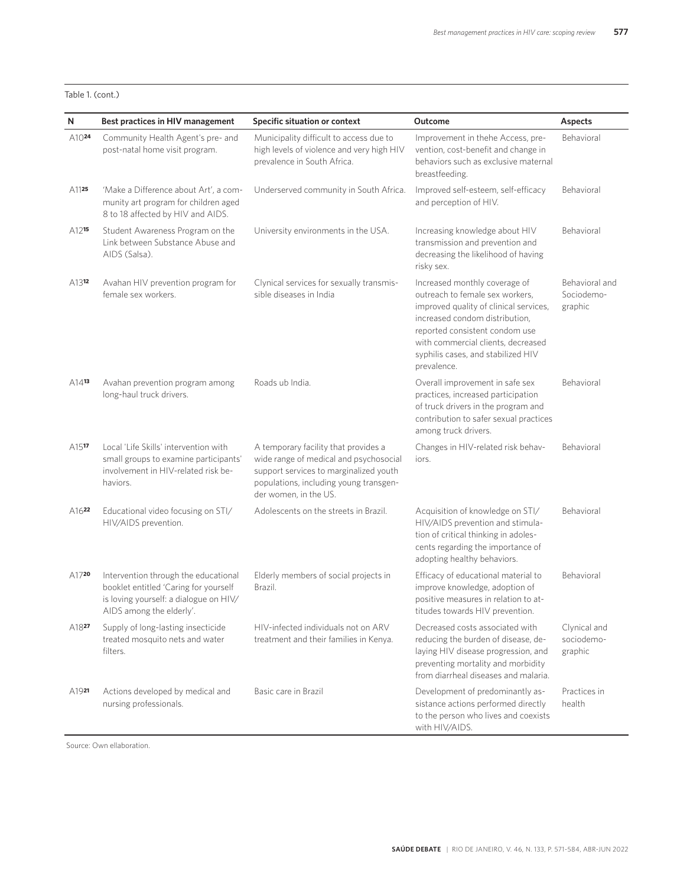Table 1. (cont.)

| N | Best practices in HIV management | Specific situation or context | Outcome | Aspects |
|---|---|---|---|---|
| A10[24] | Community Health Agent's pre- and post-natal home visit program. | Municipality difficult to access due to high levels of violence and very high HIV prevalence in South Africa. | Improvement in thehe Access, prevention, cost-benefit and change in behaviors such as exclusive maternal breastfeeding. | Behavioral |
| A11[25] | 'Make a Difference about Art', a community art program for children aged 8 to 18 affected by HIV and AIDS. | Underserved community in South Africa. | Improved self-esteem, self-efficacy and perception of HIV. | Behavioral |
| A12[15] | Student Awareness Program on the Link between Substance Abuse and AIDS (Salsa). | University environments in the USA. | Increasing knowledge about HIV transmission and prevention and decreasing the likelihood of having risky sex. | Behavioral |
| A13[12] | Avahan HIV prevention program for female sex workers. | Clynical services for sexually transmissible diseases in India | Increased monthly coverage of outreach to female sex workers, improved quality of clinical services, increased condom distribution, reported consistent condom use with commercial clients, decreased syphilis cases, and stabilized HIV prevalence. | Behavioral and Sociodemographic |
| A14[13] | Avahan prevention program among long-haul truck drivers. | Roads ub India. | Overall improvement in safe sex practices, increased participation of truck drivers in the program and contribution to safer sexual practices among truck drivers. | Behavioral |
| A15[17] | Local 'Life Skills' intervention with small groups to examine participants' involvement in HIV-related risk behaviors. | A temporary facility that provides a wide range of medical and psychosocial support services to marginalized youth populations, including young transgender women, in the US. | Changes in HIV-related risk behaviors. | Behavioral |
| A16[22] | Educational video focusing on STI/HIV/AIDS prevention. | Adolescents on the streets in Brazil. | Acquisition of knowledge on STI/HIV/AIDS prevention and stimulation of critical thinking in adolescents regarding the importance of adopting healthy behaviors. | Behavioral |
| A17[20] | Intervention through the educational booklet entitled 'Caring for yourself is loving yourself: a dialogue on HIV/AIDS among the elderly'. | Elderly members of social projects in Brazil. | Efficacy of educational material to improve knowledge, adoption of positive measures in relation to attitudes towards HIV prevention. | Behavioral |
| A18[27] | Supply of long-lasting insecticide treated mosquito nets and water filters. | HIV-infected individuals not on ARV treatment and their families in Kenya. | Decreased costs associated with reducing the burden of disease, delaying HIV disease progression, and preventing mortality and morbidity from diarrheal diseases and malaria. | Clynical and sociodemographic |
| A19[21] | Actions developed by medical and nursing professionals. | Basic care in Brazil | Development of predominantly assistance actions performed directly to the person who lives and coexists with HIV/AIDS. | Practices in health |

Source: Own ellaboration.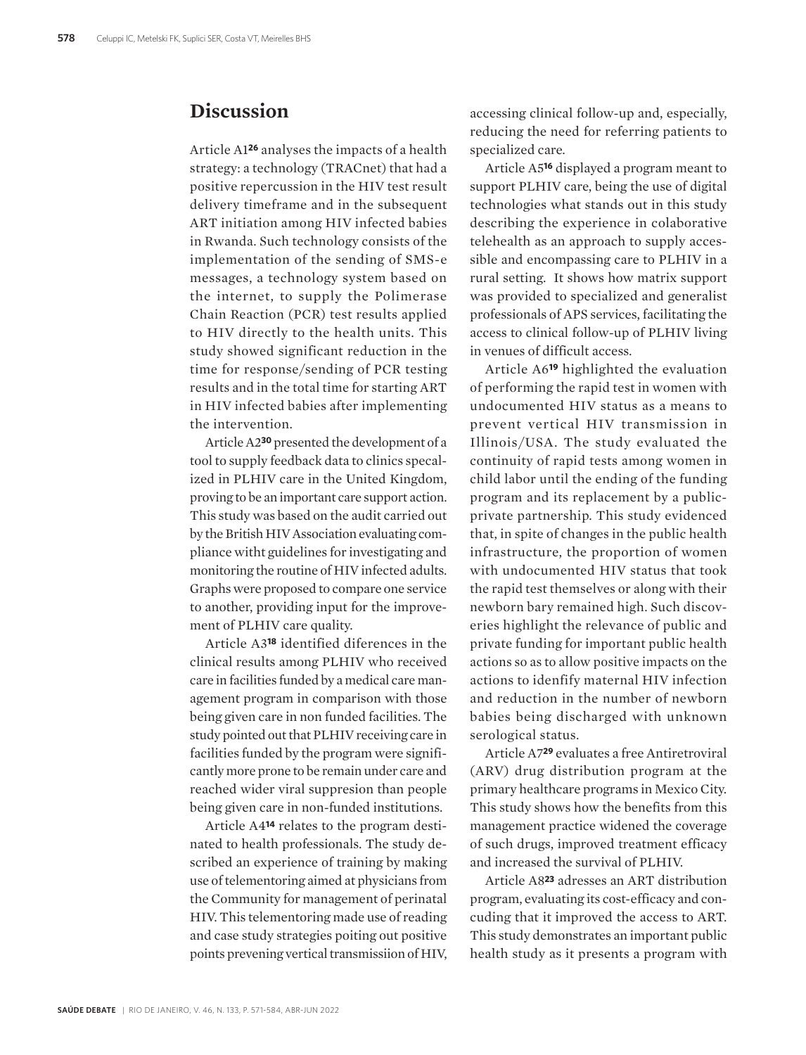## Discussion

Article A1[26] analyses the impacts of a health strategy: a technology (TRACnet) that had a positive repercussion in the HIV test result delivery timeframe and in the subsequent ART initiation among HIV infected babies in Rwanda. Such technology consists of the implementation of the sending of SMS-e messages, a technology system based on the internet, to supply the Polimerase Chain Reaction (PCR) test results applied to HIV directly to the health units. This study showed significant reduction in the time for response/sending of PCR testing results and in the total time for starting ART in HIV infected babies after implementing the intervention.

Article A2[30] presented the development of a tool to supply feedback data to clinics specalized in PLHIV care in the United Kingdom, proving to be an important care support action. This study was based on the audit carried out by the British HIV Association evaluating compliance witht guidelines for investigating and monitoring the routine of HIV infected adults. Graphs were proposed to compare one service to another, providing input for the improvement of PLHIV care quality.

Article A3[18] identified diferences in the clinical results among PLHIV who received care in facilities funded by a medical care management program in comparison with those being given care in non funded facilities. The study pointed out that PLHIV receiving care in facilities funded by the program were significantly more prone to be remain under care and reached wider viral suppresion than people being given care in non-funded institutions.

Article A4[14] relates to the program destinated to health professionals. The study described an experience of training by making use of telementoring aimed at physicians from the Community for management of perinatal HIV. This telementoring made use of reading and case study strategies poiting out positive points prevening vertical transmissiion of HIV, accessing clinical follow-up and, especially, reducing the need for referring patients to specialized care.

Article A5[16] displayed a program meant to support PLHIV care, being the use of digital technologies what stands out in this study describing the experience in colaborative telehealth as an approach to supply accessible and encompassing care to PLHIV in a rural setting. It shows how matrix support was provided to specialized and generalist professionals of APS services, facilitating the access to clinical follow-up of PLHIV living in venues of difficult access.

Article A6[19] highlighted the evaluation of performing the rapid test in women with undocumented HIV status as a means to prevent vertical HIV transmission in Illinois/USA. The study evaluated the continuity of rapid tests among women in child labor until the ending of the funding program and its replacement by a public-private partnership. This study evidenced that, in spite of changes in the public health infrastructure, the proportion of women with undocumented HIV status that took the rapid test themselves or along with their newborn bary remained high. Such discoveries highlight the relevance of public and private funding for important public health actions so as to allow positive impacts on the actions to idenfify maternal HIV infection and reduction in the number of newborn babies being discharged with unknown serological status.

Article A7[29] evaluates a free Antiretroviral (ARV) drug distribution program at the primary healthcare programs in Mexico City. This study shows how the benefits from this management practice widened the coverage of such drugs, improved treatment efficacy and increased the survival of PLHIV.

Article A8[23] adresses an ART distribution program, evaluating its cost-efficacy and concuding that it improved the access to ART. This study demonstrates an important public health study as it presents a program with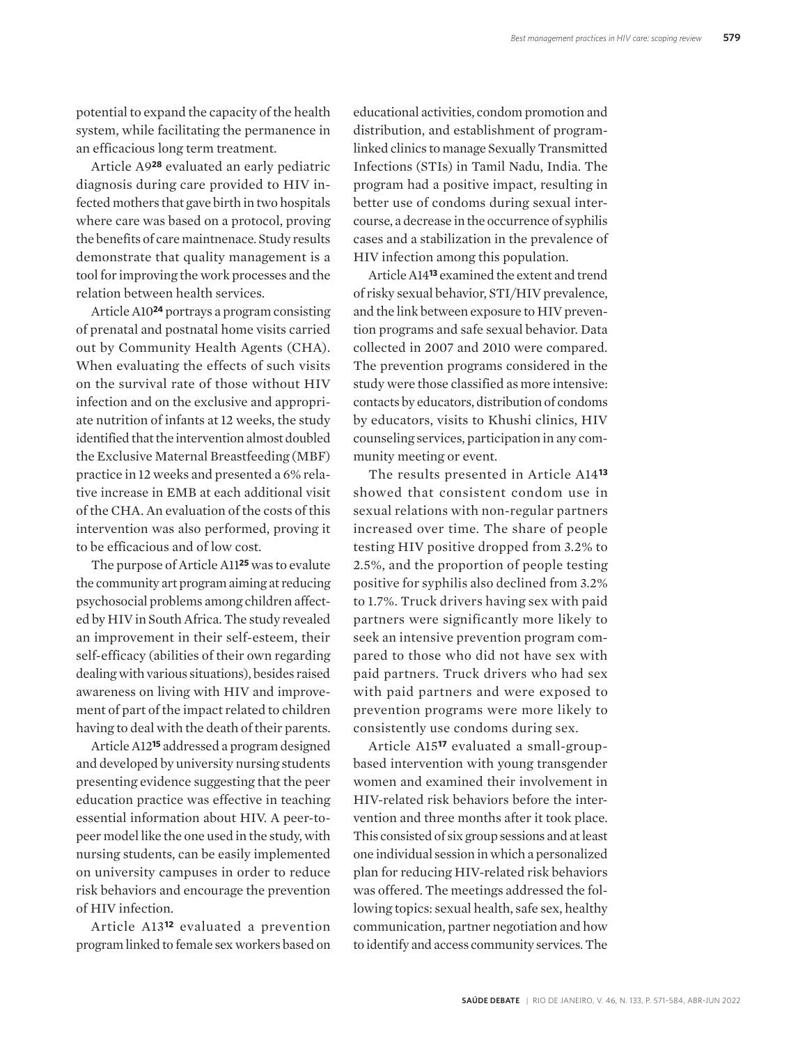potential to expand the capacity of the health system, while facilitating the permanence in an efficacious long term treatment.

Article A9[28] evaluated an early pediatric diagnosis during care provided to HIV infected mothers that gave birth in two hospitals where care was based on a protocol, proving the benefits of care maintnenace. Study results demonstrate that quality management is a tool for improving the work processes and the relation between health services.

Article A10[24] portrays a program consisting of prenatal and postnatal home visits carried out by Community Health Agents (CHA). When evaluating the effects of such visits on the survival rate of those without HIV infection and on the exclusive and appropriate nutrition of infants at 12 weeks, the study identified that the intervention almost doubled the Exclusive Maternal Breastfeeding (MBF) practice in 12 weeks and presented a 6% relative increase in EMB at each additional visit of the CHA. An evaluation of the costs of this intervention was also performed, proving it to be efficacious and of low cost.

The purpose of Article A11[25] was to evalute the community art program aiming at reducing psychosocial problems among children affected by HIV in South Africa. The study revealed an improvement in their self-esteem, their self-efficacy (abilities of their own regarding dealing with various situations), besides raised awareness on living with HIV and improvement of part of the impact related to children having to deal with the death of their parents.

Article A12[15] addressed a program designed and developed by university nursing students presenting evidence suggesting that the peer education practice was effective in teaching essential information about HIV. A peer-to-peer model like the one used in the study, with nursing students, can be easily implemented on university campuses in order to reduce risk behaviors and encourage the prevention of HIV infection.

Article A13[12] evaluated a prevention program linked to female sex workers based on educational activities, condom promotion and distribution, and establishment of program-linked clinics to manage Sexually Transmitted Infections (STIs) in Tamil Nadu, India. The program had a positive impact, resulting in better use of condoms during sexual intercourse, a decrease in the occurrence of syphilis cases and a stabilization in the prevalence of HIV infection among this population.

Article A14[13] examined the extent and trend of risky sexual behavior, STI/HIV prevalence, and the link between exposure to HIV prevention programs and safe sexual behavior. Data collected in 2007 and 2010 were compared. The prevention programs considered in the study were those classified as more intensive: contacts by educators, distribution of condoms by educators, visits to Khushi clinics, HIV counseling services, participation in any community meeting or event.

The results presented in Article A14[13] showed that consistent condom use in sexual relations with non-regular partners increased over time. The share of people testing HIV positive dropped from 3.2% to 2.5%, and the proportion of people testing positive for syphilis also declined from 3.2% to 1.7%. Truck drivers having sex with paid partners were significantly more likely to seek an intensive prevention program compared to those who did not have sex with paid partners. Truck drivers who had sex with paid partners and were exposed to prevention programs were more likely to consistently use condoms during sex.

Article A15[17] evaluated a small-group-based intervention with young transgender women and examined their involvement in HIV-related risk behaviors before the intervention and three months after it took place. This consisted of six group sessions and at least one individual session in which a personalized plan for reducing HIV-related risk behaviors was offered. The meetings addressed the following topics: sexual health, safe sex, healthy communication, partner negotiation and how to identify and access community services. The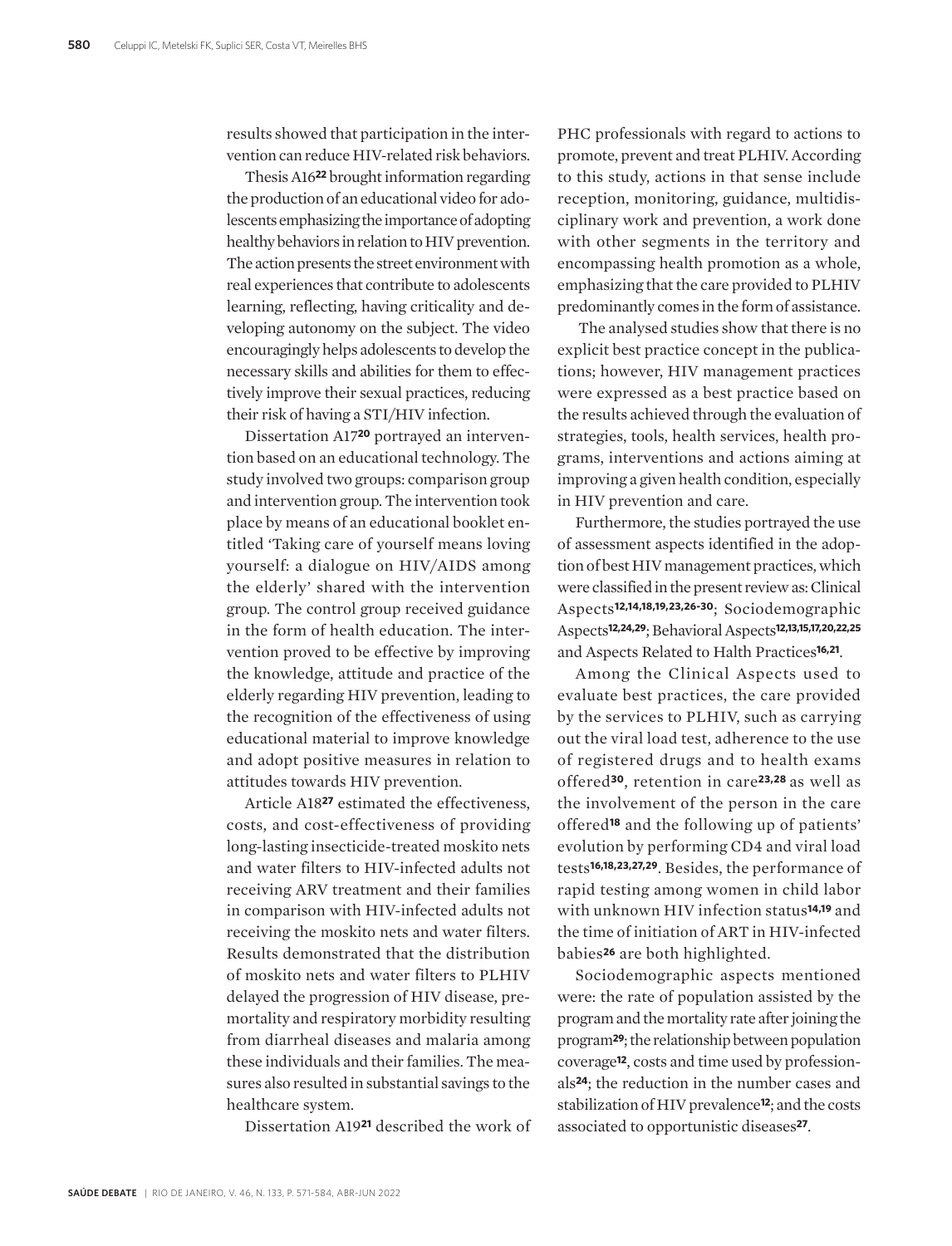results showed that participation in the intervention can reduce HIV-related risk behaviors.

Thesis A16[22] brought information regarding the production of an educational video for adolescents emphasizing the importance of adopting healthy behaviors in relation to HIV prevention. The action presents the street environment with real experiences that contribute to adolescents learning, reflecting, having criticality and developing autonomy on the subject. The video encouragingly helps adolescents to develop the necessary skills and abilities for them to effectively improve their sexual practices, reducing their risk of having a STI/HIV infection.

Dissertation A17[20] portrayed an intervention based on an educational technology. The study involved two groups: comparison group and intervention group. The intervention took place by means of an educational booklet entitled 'Taking care of yourself means loving yourself: a dialogue on HIV/AIDS among the elderly' shared with the intervention group. The control group received guidance in the form of health education. The intervention proved to be effective by improving the knowledge, attitude and practice of the elderly regarding HIV prevention, leading to the recognition of the effectiveness of using educational material to improve knowledge and adopt positive measures in relation to attitudes towards HIV prevention.

Article A18[27] estimated the effectiveness, costs, and cost-effectiveness of providing long-lasting insecticide-treated moskito nets and water filters to HIV-infected adults not receiving ARV treatment and their families in comparison with HIV-infected adults not receiving the moskito nets and water filters. Results demonstrated that the distribution of moskito nets and water filters to PLHIV delayed the progression of HIV disease, premortality and respiratory morbidity resulting from diarrheal diseases and malaria among these individuals and their families. The measures also resulted in substantial savings to the healthcare system.

Dissertation A19[21] described the work of PHC professionals with regard to actions to promote, prevent and treat PLHIV. According to this study, actions in that sense include reception, monitoring, guidance, multidisciplinary work and prevention, a work done with other segments in the territory and encompassing health promotion as a whole, emphasizing that the care provided to PLHIV predominantly comes in the form of assistance.

The analysed studies show that there is no explicit best practice concept in the publications; however, HIV management practices were expressed as a best practice based on the results achieved through the evaluation of strategies, tools, health services, health programs, interventions and actions aiming at improving a given health condition, especially in HIV prevention and care.

Furthermore, the studies portrayed the use of assessment aspects identified in the adoption of best HIV management practices, which were classified in the present review as: Clinical Aspects[12,14,18,19,23,26-30]; Sociodemographic Aspects[12,24,29]; Behavioral Aspects[12,13,15,17,20,22,25] and Aspects Related to Halth Practices[16,21].

Among the Clinical Aspects used to evaluate best practices, the care provided by the services to PLHIV, such as carrying out the viral load test, adherence to the use of registered drugs and to health exams offered[30], retention in care[23,28] as well as the involvement of the person in the care offered[18] and the following up of patients' evolution by performing CD4 and viral load tests[16,18,23,27,29]. Besides, the performance of rapid testing among women in child labor with unknown HIV infection status[14,19] and the time of initiation of ART in HIV-infected babies[26] are both highlighted.

Sociodemographic aspects mentioned were: the rate of population assisted by the program and the mortality rate after joining the program[29]; the relationship between population coverage[12], costs and time used by professionals[24]; the reduction in the number cases and stabilization of HIV prevalence[12]; and the costs associated to opportunistic diseases[27].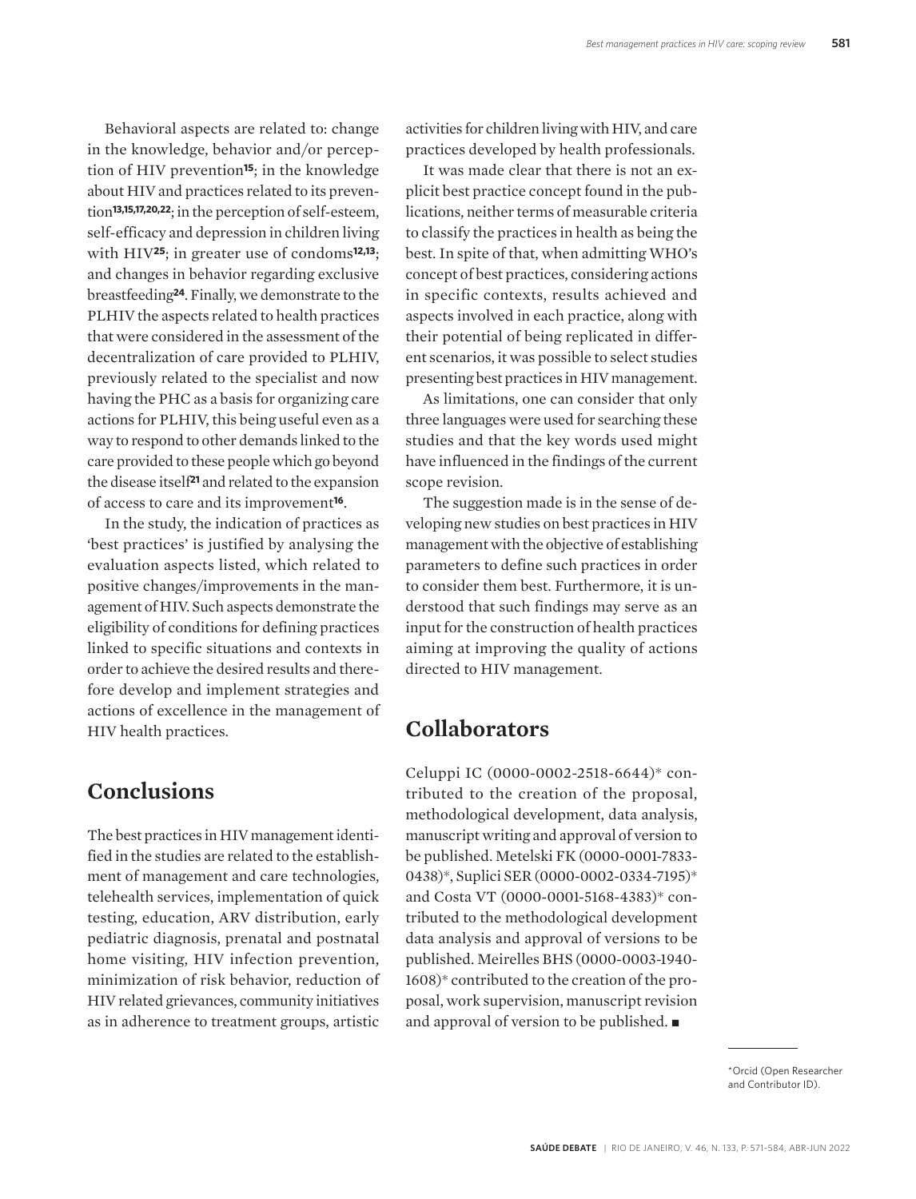Behavioral aspects are related to: change in the knowledge, behavior and/or perception of HIV prevention[15]; in the knowledge about HIV and practices related to its prevention[13,15,17,20,22]; in the perception of self-esteem, self-efficacy and depression in children living with HIV[25]; in greater use of condoms[12,13]; and changes in behavior regarding exclusive breastfeeding[24]. Finally, we demonstrate to the PLHIV the aspects related to health practices that were considered in the assessment of the decentralization of care provided to PLHIV, previously related to the specialist and now having the PHC as a basis for organizing care actions for PLHIV, this being useful even as a way to respond to other demands linked to the care provided to these people which go beyond the disease itself[21] and related to the expansion of access to care and its improvement[16].

In the study, the indication of practices as 'best practices' is justified by analysing the evaluation aspects listed, which related to positive changes/improvements in the management of HIV. Such aspects demonstrate the eligibility of conditions for defining practices linked to specific situations and contexts in order to achieve the desired results and therefore develop and implement strategies and actions of excellence in the management of HIV health practices.

## Conclusions

The best practices in HIV management identified in the studies are related to the establishment of management and care technologies, telehealth services, implementation of quick testing, education, ARV distribution, early pediatric diagnosis, prenatal and postnatal home visiting, HIV infection prevention, minimization of risk behavior, reduction of HIV related grievances, community initiatives as in adherence to treatment groups, artistic activities for children living with HIV, and care practices developed by health professionals.

It was made clear that there is not an explicit best practice concept found in the publications, neither terms of measurable criteria to classify the practices in health as being the best. In spite of that, when admitting WHO's concept of best practices, considering actions in specific contexts, results achieved and aspects involved in each practice, along with their potential of being replicated in different scenarios, it was possible to select studies presenting best practices in HIV management.

As limitations, one can consider that only three languages were used for searching these studies and that the key words used might have influenced in the findings of the current scope revision.

The suggestion made is in the sense of developing new studies on best practices in HIV management with the objective of establishing parameters to define such practices in order to consider them best. Furthermore, it is understood that such findings may serve as an input for the construction of health practices aiming at improving the quality of actions directed to HIV management.

## Collaborators

Celuppi IC (0000-0002-2518-6644)* contributed to the creation of the proposal, methodological development, data analysis, manuscript writing and approval of version to be published. Metelski FK (0000-0001-7833-0438)*, Suplici SER (0000-0002-0334-7195)* and Costa VT (0000-0001-5168-4383)* contributed to the methodological development data analysis and approval of versions to be published. Meirelles BHS (0000-0003-1940-1608)* contributed to the creation of the proposal, work supervision, manuscript revision and approval of version to be published. ■

*Orcid (Open Researcher and Contributor ID).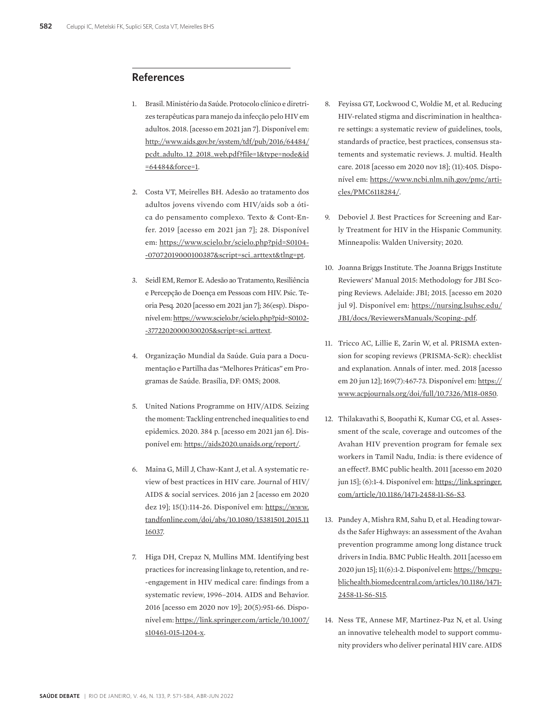## References

1. Brasil. Ministério da Saúde. Protocolo clínico e diretrizes terapêuticas para manejo da infecção pelo HIV em adultos. 2018. [acesso em 2021 jan 7]. Disponível em: http://www.aids.gov.br/system/tdf/pub/2016/64484/pcdt_adulto_12_2018_web.pdf?file=1&type=node&id=64484&force=1.

2. Costa VT, Meirelles BH. Adesão ao tratamento dos adultos jovens vivendo com HIV/aids sob a ótica do pensamento complexo. Texto & Cont-Enfer. 2019 [acesso em 2021 jan 7]; 28. Disponível em: https://www.scielo.br/scielo.php?pid=S0104-07072019000100387&script=sci_arttext&tlng=pt.

3. Seidl EM, Remor E. Adesão ao Tratamento, Resiliência e Percepção de Doença em Pessoas com HIV. Psic. Teoria Pesq. 2020 [acesso em 2021 jan 7]; 36(esp). Disponível em: https://www.scielo.br/scielo.php?pid=S0102-37722020000300205&script=sci_arttext.

4. Organização Mundial da Saúde. Guia para a Documentação e Partilha das "Melhores Práticas" em Programas de Saúde. Brasília, DF: OMS; 2008.

5. United Nations Programme on HIV/AIDS. Seizing the moment: Tackling entrenched inequalities to end epidemics. 2020. 384 p. [acesso em 2021 jan 6]. Disponível em: https://aids2020.unaids.org/report/.

6. Maina G, Mill J, Chaw-Kant J, et al. A systematic review of best practices in HIV care. Journal of HIV/AIDS & social services. 2016 jan 2 [acesso em 2020 dez 19]; 15(1):114-26. Disponível em: https://www.tandfonline.com/doi/abs/10.1080/15381501.2015.1116037.

7. Higa DH, Crepaz N, Mullins MM. Identifying best practices for increasing linkage to, retention, and re-engagement in HIV medical care: findings from a systematic review, 1996–2014. AIDS and Behavior. 2016 [acesso em 2020 nov 19]; 20(5):951-66. Disponível em: https://link.springer.com/article/10.1007/s10461-015-1204-x.

8. Feyissa GT, Lockwood C, Woldie M, et al. Reducing HIV-related stigma and discrimination in healthcare settings: a systematic review of guidelines, tools, standards of practice, best practices, consensus statements and systematic reviews. J. multid. Health care. 2018 [acesso em 2020 nov 18]; (11):405. Disponível em: https://www.ncbi.nlm.nih.gov/pmc/articles/PMC6118284/.

9. Deboviel J. Best Practices for Screening and Early Treatment for HIV in the Hispanic Community. Minneapolis: Walden University; 2020.

10. Joanna Briggs Institute. The Joanna Briggs Institute Reviewers' Manual 2015: Methodology for JBI Scoping Reviews. Adelaide: JBI; 2015. [acesso em 2020 jul 9]. Disponível em: https://nursing.lsuhsc.edu/JBI/docs/ReviewersManuals/Scoping-.pdf.

11. Tricco AC, Lillie E, Zarin W, et al. PRISMA extension for scoping reviews (PRISMA-ScR): checklist and explanation. Annals of inter. med. 2018 [acesso em 20 jun 12]; 169(7):467-73. Disponível em: https://www.acpjournals.org/doi/full/10.7326/M18-0850.

12. Thilakavathi S, Boopathi K, Kumar CG, et al. Assessment of the scale, coverage and outcomes of the Avahan HIV prevention program for female sex workers in Tamil Nadu, India: is there evidence of an effect?. BMC public health. 2011 [acesso em 2020 jun 15]; (6):1-4. Disponível em: https://link.springer.com/article/10.1186/1471-2458-11-S6-S3.

13. Pandey A, Mishra RM, Sahu D, et al. Heading towards the Safer Highways: an assessment of the Avahan prevention programme among long distance truck drivers in India. BMC Public Health. 2011 [acesso em 2020 jun 15]; 11(6):1-2. Disponível em: https://bmcpublichealth.biomedcentral.com/articles/10.1186/1471-2458-11-S6-S15.

14. Ness TE, Annese MF, Martinez-Paz N, et al. Using an innovative telehealth model to support community providers who deliver perinatal HIV care. AIDS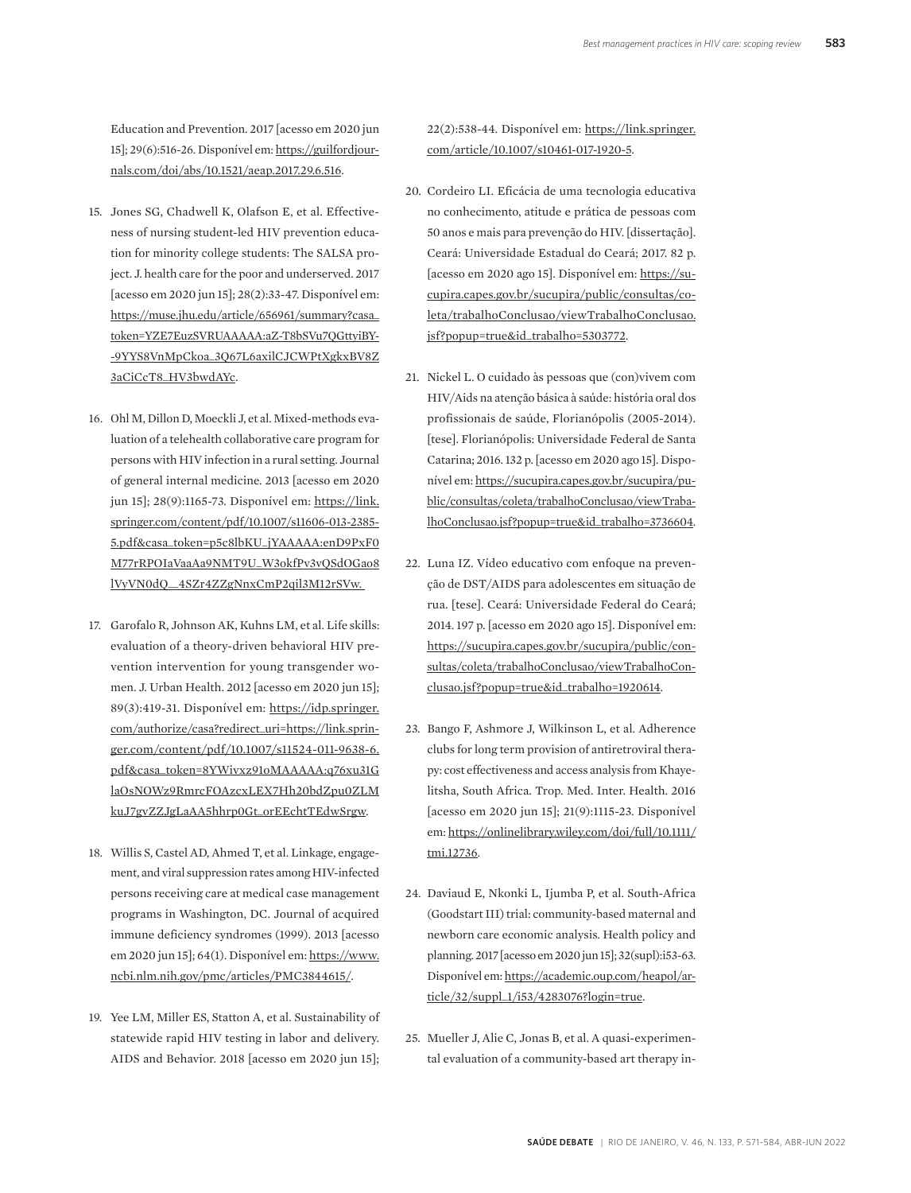Education and Prevention. 2017 [acesso em 2020 jun 15]; 29(6):516-26. Disponível em: https://guilfordjournals.com/doi/abs/10.1521/aeap.2017.29.6.516.

15. Jones SG, Chadwell K, Olafson E, et al. Effectiveness of nursing student-led HIV prevention education for minority college students: The SALSA project. J. health care for the poor and underserved. 2017 [acesso em 2020 jun 15]; 28(2):33-47. Disponível em: https://muse.jhu.edu/article/656961/summary?casa_token=YZE7EuzSVRUAAAAA:aZ-T8bSVu7QGttyiBY-9YYS8VnMpCkoa_3Q67L6axilCJCWPtXgkxBV8Z3aCiCcT8_HV3bwdAYc.

16. Ohl M, Dillon D, Moeckli J, et al. Mixed-methods evaluation of a telehealth collaborative care program for persons with HIV infection in a rural setting. Journal of general internal medicine. 2013 [acesso em 2020 jun 15]; 28(9):1165-73. Disponível em: https://link.springer.com/content/pdf/10.1007/s11606-013-2385-5.pdf&casa_token=p5c8lbKU_jYAAAAA:enD9PxF0M77rRPOIaVaaAa9NMT9U_W3okfPv3vQSdOGao8lVyVN0dQ__4SZr4ZZgNnxCmP2qil3M12rSVw.

17. Garofalo R, Johnson AK, Kuhns LM, et al. Life skills: evaluation of a theory-driven behavioral HIV prevention intervention for young transgender women. J. Urban Health. 2012 [acesso em 2020 jun 15]; 89(3):419-31. Disponível em: https://idp.springer.com/authorize/casa?redirect_uri=https://link.springer.com/content/pdf/10.1007/s11524-011-9638-6.pdf&casa_token=8YWivxz91oMAAAAA:q76xu31GlaOsNOWz9RmrcFOAzcxLEX7Hh20bdZpu0ZLMkuJ7gvZZJgLaAA5hhrp0Gt_orEEchtTEdwSrgw.

18. Willis S, Castel AD, Ahmed T, et al. Linkage, engagement, and viral suppression rates among HIV-infected persons receiving care at medical case management programs in Washington, DC. Journal of acquired immune deficiency syndromes (1999). 2013 [acesso em 2020 jun 15]; 64(1). Disponível em: https://www.ncbi.nlm.nih.gov/pmc/articles/PMC3844615/.

19. Yee LM, Miller ES, Statton A, et al. Sustainability of statewide rapid HIV testing in labor and delivery. AIDS and Behavior. 2018 [acesso em 2020 jun 15]; 22(2):538-44. Disponível em: https://link.springer.com/article/10.1007/s10461-017-1920-5.

20. Cordeiro LI. Eficácia de uma tecnologia educativa no conhecimento, atitude e prática de pessoas com 50 anos e mais para prevenção do HIV. [dissertação]. Ceará: Universidade Estadual do Ceará; 2017. 82 p. [acesso em 2020 ago 15]. Disponível em: https://sucupira.capes.gov.br/sucupira/public/consultas/coleta/trabalhoConclusao/viewTrabalhoConclusao.jsf?popup=true&id_trabalho=5303772.

21. Nickel L. O cuidado às pessoas que (con)vivem com HIV/Aids na atenção básica à saúde: história oral dos profissionais de saúde, Florianópolis (2005-2014). [tese]. Florianópolis: Universidade Federal de Santa Catarina; 2016. 132 p. [acesso em 2020 ago 15]. Disponível em: https://sucupira.capes.gov.br/sucupira/public/consultas/coleta/trabalhoConclusao/viewTrabalhoConclusao.jsf?popup=true&id_trabalho=3736604.

22. Luna IZ. Vídeo educativo com enfoque na prevenção de DST/AIDS para adolescentes em situação de rua. [tese]. Ceará: Universidade Federal do Ceará; 2014. 197 p. [acesso em 2020 ago 15]. Disponível em: https://sucupira.capes.gov.br/sucupira/public/consultas/coleta/trabalhoConclusao/viewTrabalhoConclusao.jsf?popup=true&id_trabalho=1920614.

23. Bango F, Ashmore J, Wilkinson L, et al. Adherence clubs for long term provision of antiretroviral therapy: cost effectiveness and access analysis from Khayelitsha, South Africa. Trop. Med. Inter. Health. 2016 [acesso em 2020 jun 15]; 21(9):1115-23. Disponível em: https://onlinelibrary.wiley.com/doi/full/10.1111/tmi.12736.

24. Daviaud E, Nkonki L, Ijumba P, et al. South-Africa (Goodstart III) trial: community-based maternal and newborn care economic analysis. Health policy and planning. 2017 [acesso em 2020 jun 15]; 32(supl):i53-63. Disponível em: https://academic.oup.com/heapol/article/32/suppl_1/i53/4283076?login=true.

25. Mueller J, Alie C, Jonas B, et al. A quasi-experimental evaluation of a community-based art therapy in-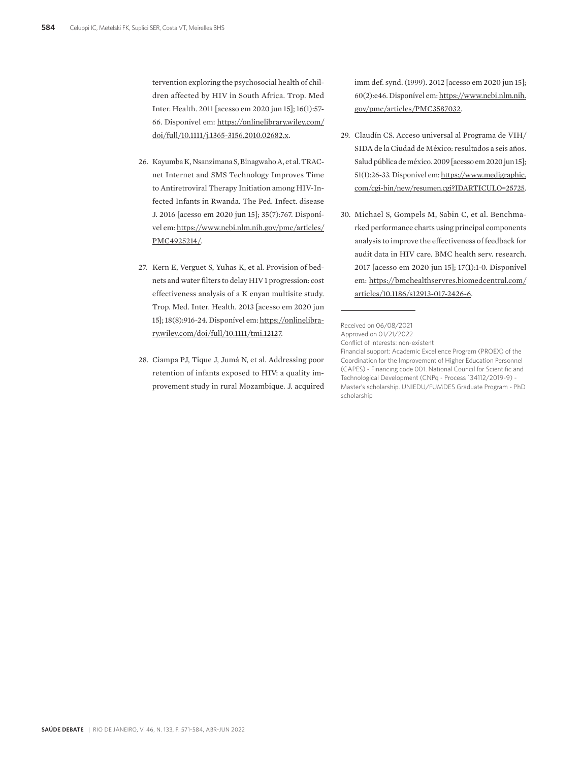tervention exploring the psychosocial health of children affected by HIV in South Africa. Trop. Med Inter. Health. 2011 [acesso em 2020 jun 15]; 16(1):57-66. Disponível em: https://onlinelibrary.wiley.com/doi/full/10.1111/j.1365-3156.2010.02682.x.

26. Kayumba K, Nsanzimana S, Binagwaho A, et al. TRACnet Internet and SMS Technology Improves Time to Antiretroviral Therapy Initiation among HIV-Infected Infants in Rwanda. The Ped. Infect. disease J. 2016 [acesso em 2020 jun 15]; 35(7):767. Disponível em: https://www.ncbi.nlm.nih.gov/pmc/articles/PMC4925214/.

27. Kern E, Verguet S, Yuhas K, et al. Provision of bednets and water filters to delay HIV 1 progression: cost effectiveness analysis of a K enyan multisite study. Trop. Med. Inter. Health. 2013 [acesso em 2020 jun 15]; 18(8):916-24. Disponível em: https://onlinelibrary.wiley.com/doi/full/10.1111/tmi.12127.

28. Ciampa PJ, Tique J, Jumá N, et al. Addressing poor retention of infants exposed to HIV: a quality improvement study in rural Mozambique. J. acquired imm def. synd. (1999). 2012 [acesso em 2020 jun 15]; 60(2):e46. Disponível em: https://www.ncbi.nlm.nih.gov/pmc/articles/PMC3587032.

29. Claudín CS. Acceso universal al Programa de VIH/SIDA de la Ciudad de México: resultados a seis años. Salud pública de méxico. 2009 [acesso em 2020 jun 15]; 51(1):26-33. Disponível em: https://www.medigraphic.com/cgi-bin/new/resumen.cgi?IDARTICULO=25725.

30. Michael S, Gompels M, Sabin C, et al. Benchmarked performance charts using principal components analysis to improve the effectiveness of feedback for audit data in HIV care. BMC health serv. research. 2017 [acesso em 2020 jun 15]; 17(1):1-0. Disponível em: https://bmchealthservres.biomedcentral.com/articles/10.1186/s12913-017-2426-6.

---

Received on 06/08/2021
Approved on 01/21/2022
Conflict of interests: non-existent
Financial support: Academic Excellence Program (PROEX) of the Coordination for the Improvement of Higher Education Personnel (CAPES) - Financing code 001. National Council for Scientific and Technological Development (CNPq - Process 134112/2019-9) - Master's scholarship. UNIEDU/FUMDES Graduate Program - PhD scholarship